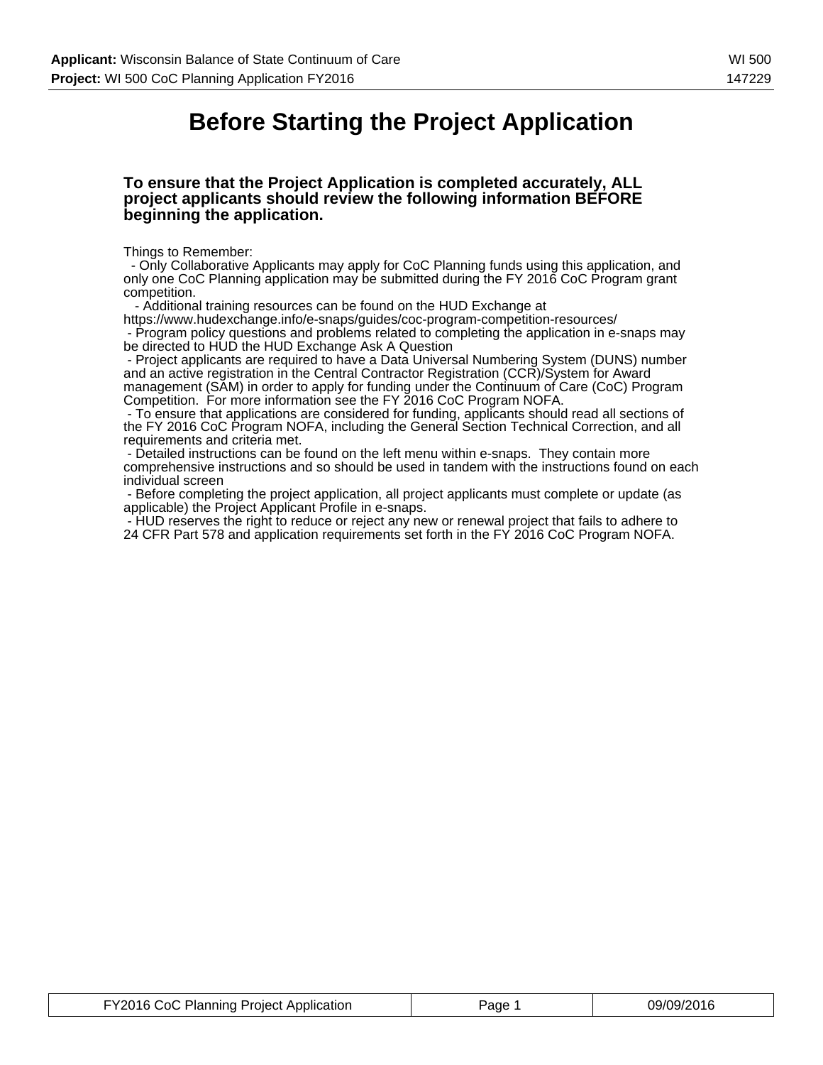# Before Starting the Project Application

### To ensure that the Project Application is completed accurately, ALL project applicants should review the following information BEFORE beginning the application.

Things to Remember:

- Only Collaborative Applicants may apply for CoC Planning funds using this application, and only one CoC Planning application may be submitted during the FY 2016 CoC Program grant competition.
- Additional training resources can be found on the HUD Exchange at https://www.hudexchange.info/e-snaps/guides/coc-program-competition-resources/
- Program policy questions and problems related to completing the application in e-snaps may be directed to HUD the HUD Exchange Ask A Question
- Project applicants are required to have a Data Universal Numbering System (DUNS) number and an active registration in the Central Contractor Registration (CCR)/System for Award management (SAM) in order to apply for funding under the Continuum of Care (CoC) Program Competition. For more information see the FY 2016 CoC Program NOFA.
- To ensure that applications are considered for funding, applicants should read all sections of the FY 2016 CoC Program NOFA, including the General Section Technical Correction, and all requirements and criteria met.
- Detailed instructions can be found on the left menu within e-snaps. They contain more comprehensive instructions and so should be used in tandem with the instructions found on each individual screen
- Before completing the project application, all project applicants must complete or update (as applicable) the Project Applicant Profile in e-snaps.
- HUD reserves the right to reduce or reject any new or renewal project that fails to adhere to 24 CFR Part 578 and application requirements set forth in the FY 2016 CoC Program NOFA.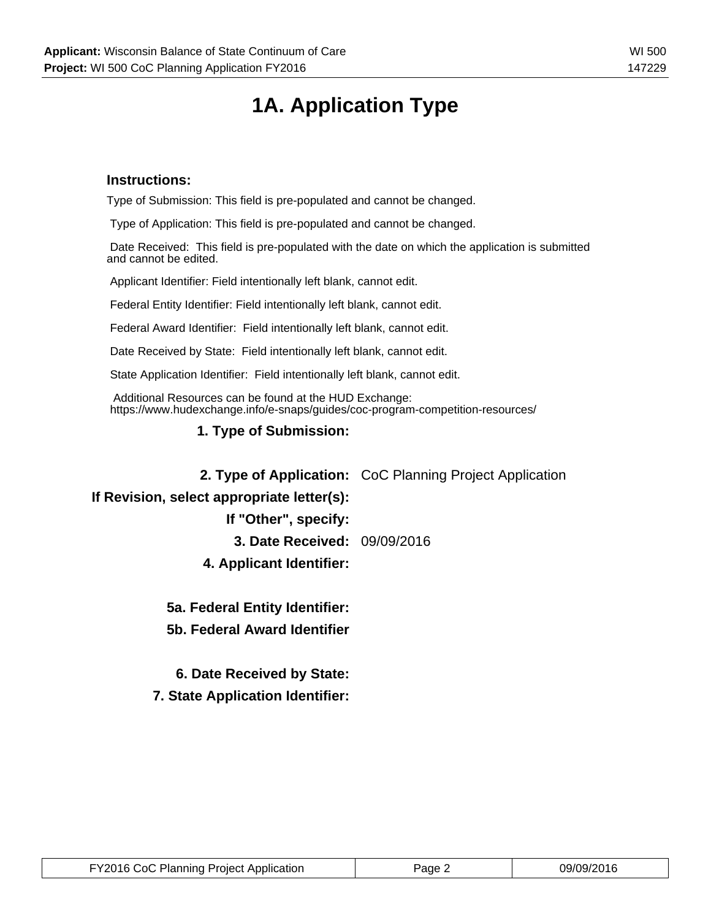# 1A. Application Type

**Instructions:**

Type of Submission: This field is pre-populated and cannot be changed.

Type of Application: This field is pre-populated and cannot be changed.

Date Received: This field is pre-populated with the date on which the application is submitted and cannot be edited.

Applicant Identifier: Field intentionally left blank, cannot edit.

Federal Entity Identifier: Field intentionally left blank, cannot edit.

Federal Award Identifier: Field intentionally left blank, cannot edit.

Date Received by State: Field intentionally left blank, cannot edit.

State Application Identifier: Field intentionally left blank, cannot edit.

Additional Resources can be found at the HUD Exchange: https://www.hudexchange.info/e-snaps/guides/coc-program-competition-resources/

| | |
|---|---|
| **1. Type of Submission:** | |
| **2. Type of Application:** | CoC Planning Project Application |
| **If Revision, select appropriate letter(s):** | |
| **If "Other", specify:** | |
| **3. Date Received:** | 09/09/2016 |
| **4. Applicant Identifier:** | |
| **5a. Federal Entity Identifier:** | |
| **5b. Federal Award Identifier** | |
| **6. Date Received by State:** | |
| **7. State Application Identifier:** | |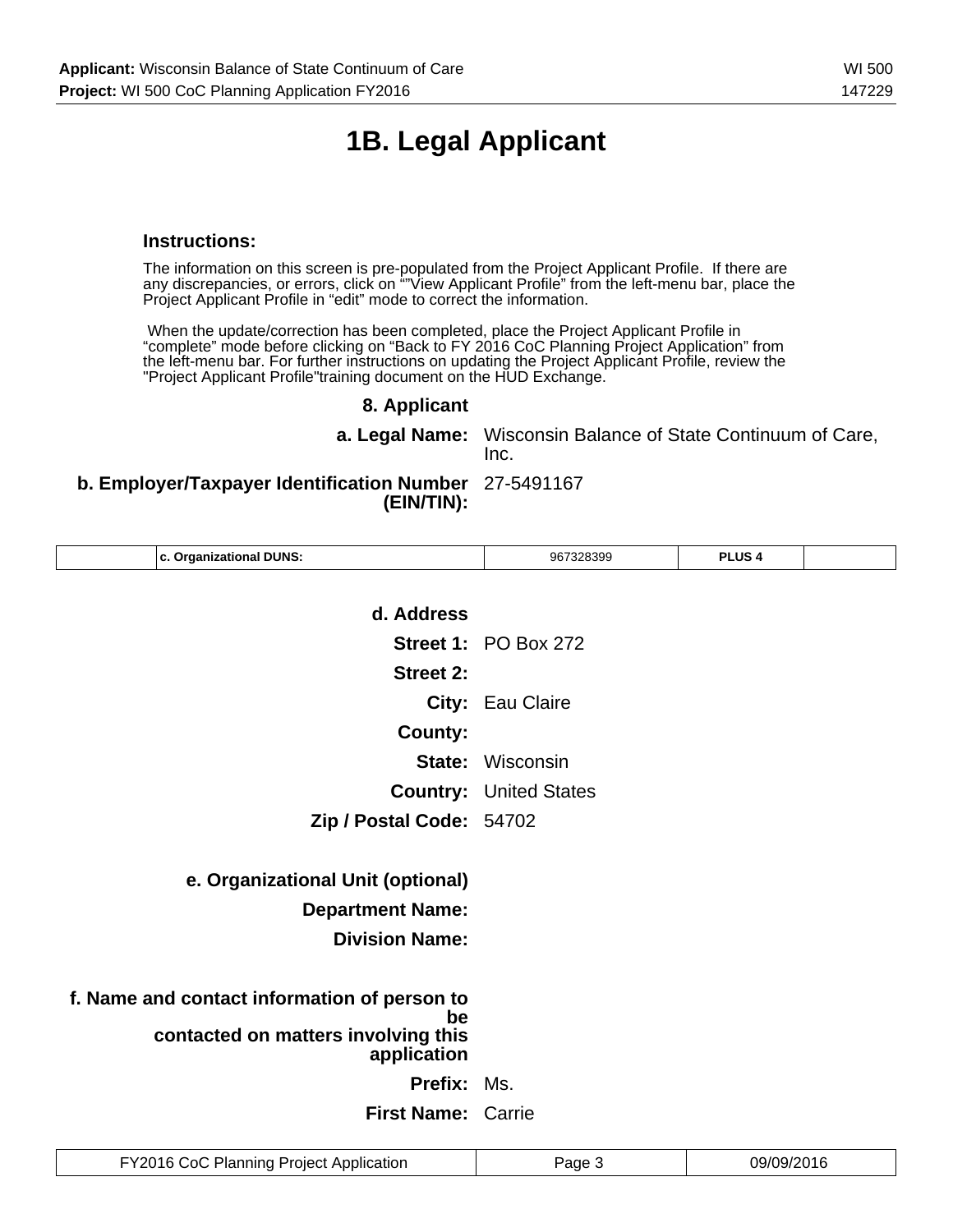# 1B. Legal Applicant

**Instructions:**

The information on this screen is pre-populated from the Project Applicant Profile. If there are any discrepancies, or errors, click on “”View Applicant Profile” from the left-menu bar, place the Project Applicant Profile in “edit” mode to correct the information.

When the update/correction has been completed, place the Project Applicant Profile in “complete” mode before clicking on “Back to FY 2016 CoC Planning Project Application” from the left-menu bar. For further instructions on updating the Project Applicant Profile, review the "Project Applicant Profile"training document on the HUD Exchange.

**8. Applicant**

**a. Legal Name:** Wisconsin Balance of State Continuum of Care, Inc.

**b. Employer/Taxpayer Identification Number (EIN/TIN):** 27-5491167

| | c. Organizational DUNS: | 967328399 | PLUS 4 | |
|---|---|---|---|---|

**d. Address**

**Street 1:** PO Box 272

**Street 2:**

**City:** Eau Claire

**County:**

**State:** Wisconsin

**Country:** United States

**Zip / Postal Code:** 54702

**e. Organizational Unit (optional)**

**Department Name:**

**Division Name:**

**f. Name and contact information of person to be contacted on matters involving this application**

**Prefix:** Ms.

**First Name:** Carrie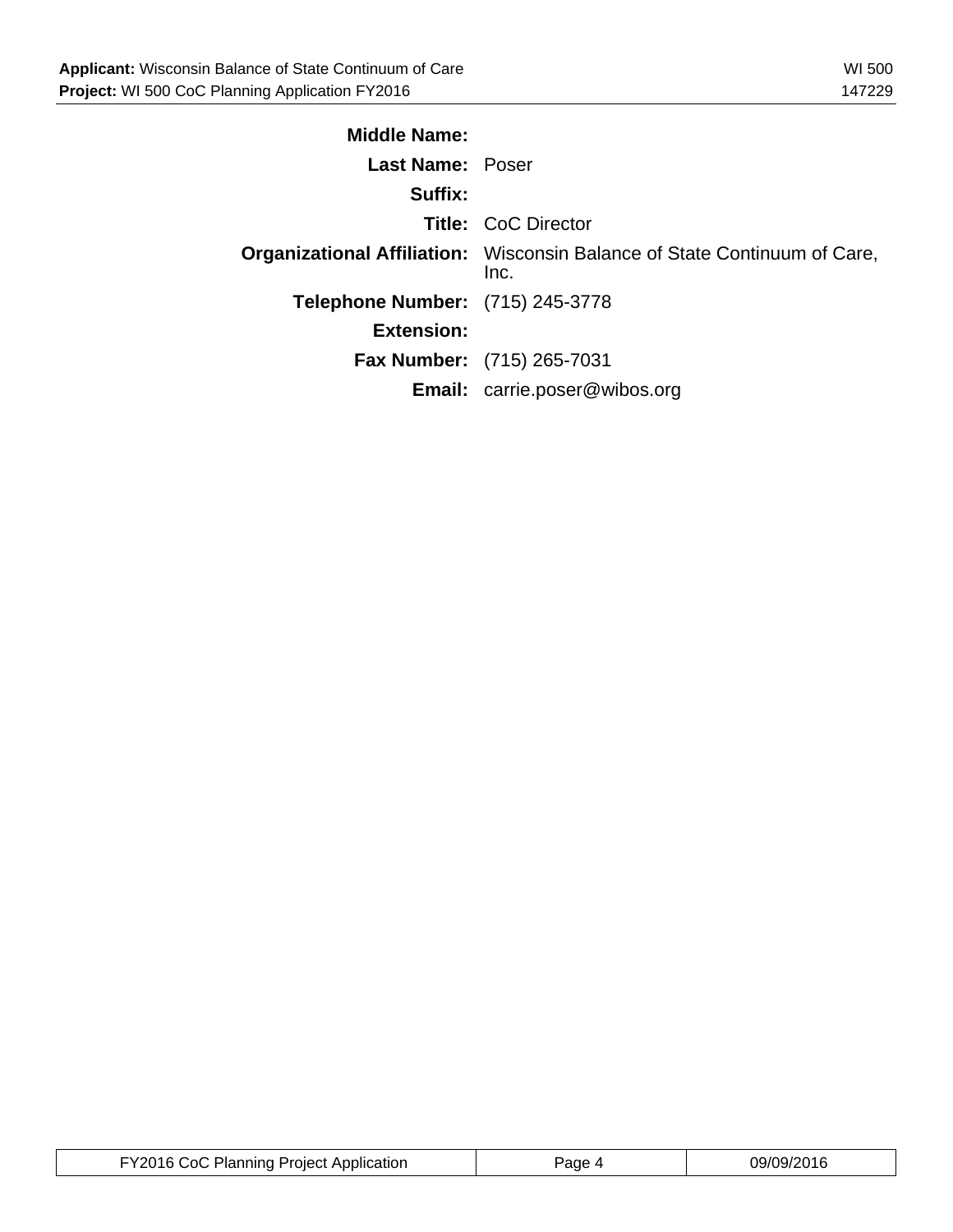**Middle Name:**

**Last Name:** Poser

**Suffix:**

**Title:** CoC Director

**Organizational Affiliation:** Wisconsin Balance of State Continuum of Care, Inc.

**Telephone Number:** (715) 245-3778

**Extension:**

**Fax Number:** (715) 265-7031

**Email:** carrie.poser@wibos.org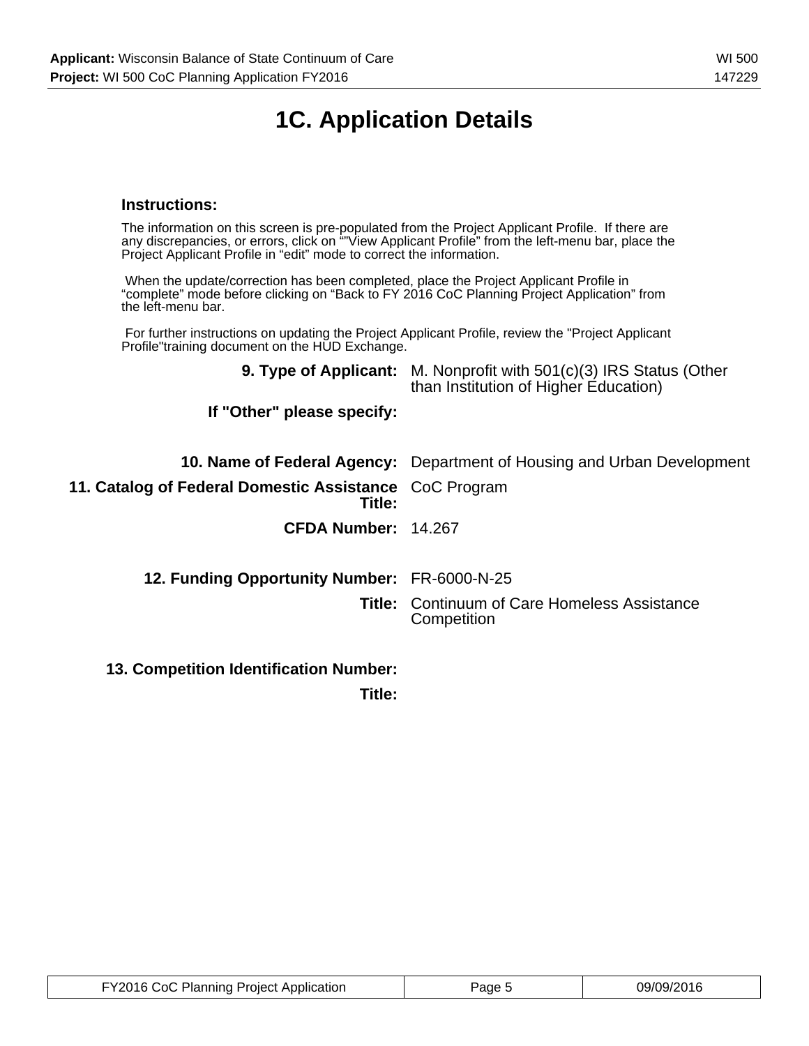# 1C. Application Details

**Instructions:**

The information on this screen is pre-populated from the Project Applicant Profile. If there are any discrepancies, or errors, click on ""View Applicant Profile" from the left-menu bar, place the Project Applicant Profile in "edit" mode to correct the information.

When the update/correction has been completed, place the Project Applicant Profile in "complete" mode before clicking on "Back to FY 2016 CoC Planning Project Application" from the left-menu bar.

For further instructions on updating the Project Applicant Profile, review the "Project Applicant Profile"training document on the HUD Exchange.

**9. Type of Applicant:** M. Nonprofit with 501(c)(3) IRS Status (Other than Institution of Higher Education)

**If "Other" please specify:**

**10. Name of Federal Agency:** Department of Housing and Urban Development

**11. Catalog of Federal Domestic Assistance Title:** CoC Program

**CFDA Number:** 14.267

**12. Funding Opportunity Number:** FR-6000-N-25

**Title:** Continuum of Care Homeless Assistance Competition

**13. Competition Identification Number:**

**Title:**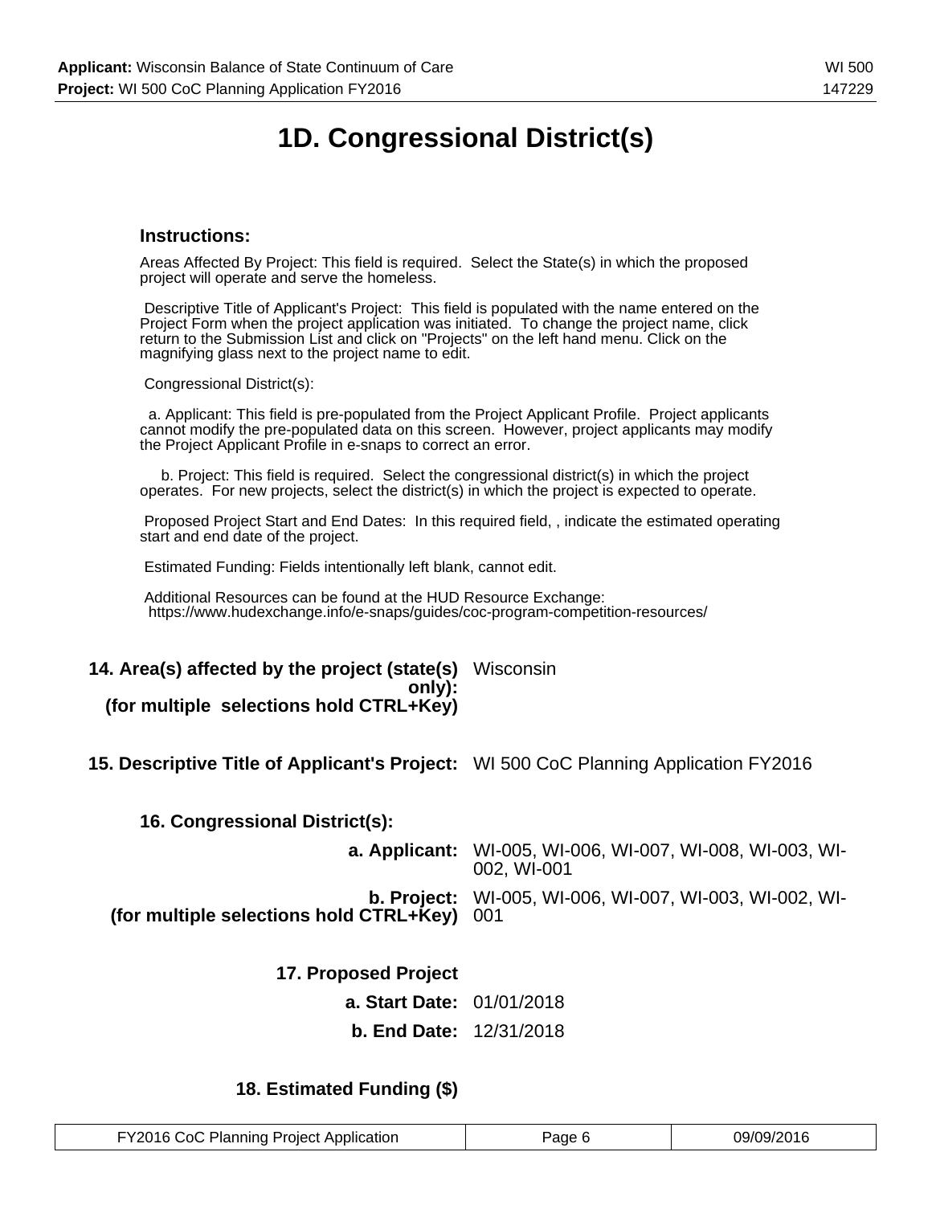# 1D. Congressional District(s)

### Instructions:

Areas Affected By Project: This field is required. Select the State(s) in which the proposed project will operate and serve the homeless.

Descriptive Title of Applicant's Project: This field is populated with the name entered on the Project Form when the project application was initiated. To change the project name, click return to the Submission List and click on "Projects" on the left hand menu. Click on the magnifying glass next to the project name to edit.

Congressional District(s):

a. Applicant: This field is pre-populated from the Project Applicant Profile. Project applicants cannot modify the pre-populated data on this screen. However, project applicants may modify the Project Applicant Profile in e-snaps to correct an error.

b. Project: This field is required. Select the congressional district(s) in which the project operates. For new projects, select the district(s) in which the project is expected to operate.

Proposed Project Start and End Dates: In this required field, , indicate the estimated operating start and end date of the project.

Estimated Funding: Fields intentionally left blank, cannot edit.

Additional Resources can be found at the HUD Resource Exchange: https://www.hudexchange.info/e-snaps/guides/coc-program-competition-resources/

**14. Area(s) affected by the project (state(s) only): (for multiple selections hold CTRL+Key)** Wisconsin

**15. Descriptive Title of Applicant's Project:** WI 500 CoC Planning Application FY2016

**16. Congressional District(s):**

**a. Applicant:** WI-005, WI-006, WI-007, WI-008, WI-003, WI-002, WI-001

**b. Project: (for multiple selections hold CTRL+Key)** WI-005, WI-006, WI-007, WI-003, WI-002, WI-001

**17. Proposed Project**

**a. Start Date:** 01/01/2018

**b. End Date:** 12/31/2018

**18. Estimated Funding ($)**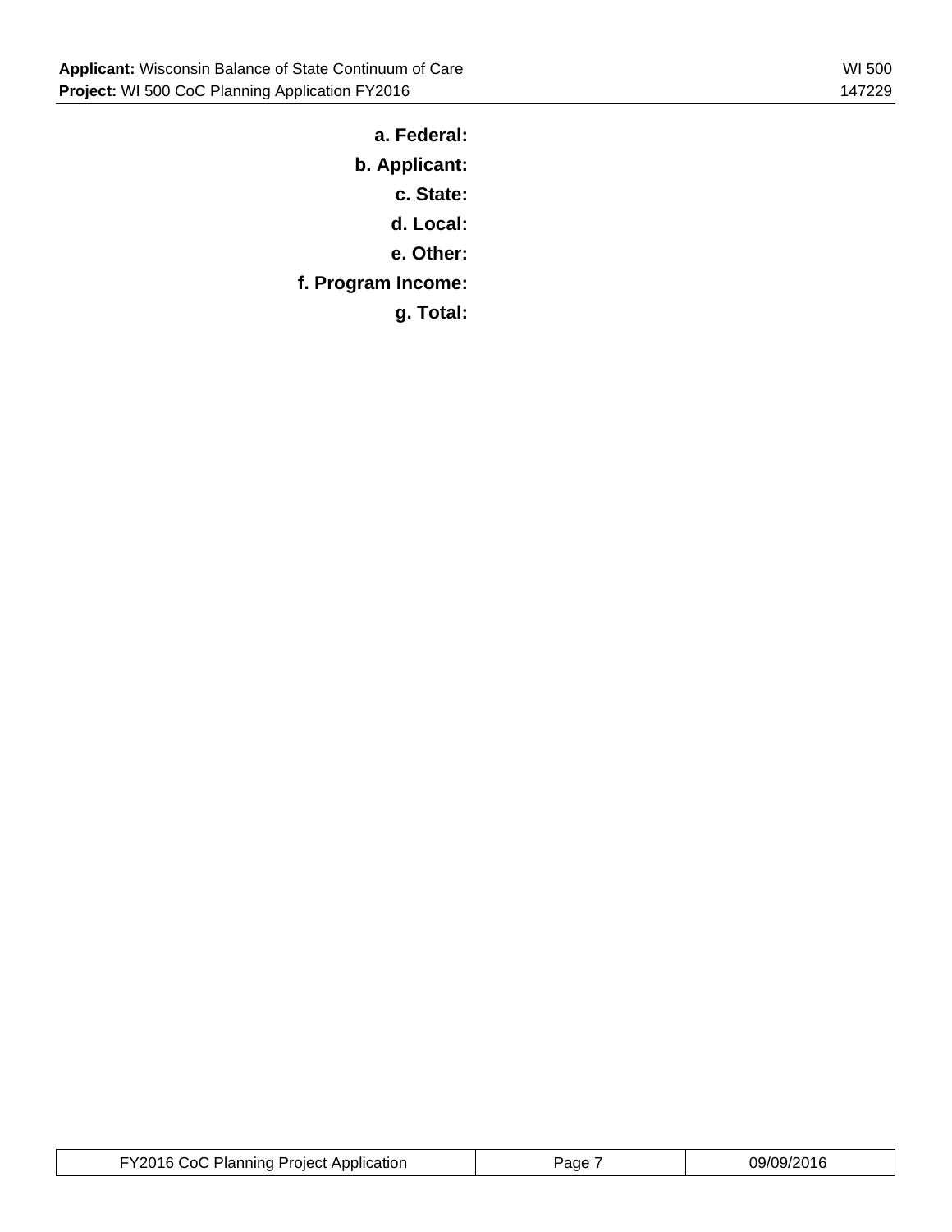**a. Federal:**

**b. Applicant:**

**c. State:**

**d. Local:**

**e. Other:**

**f. Program Income:**

**g. Total:**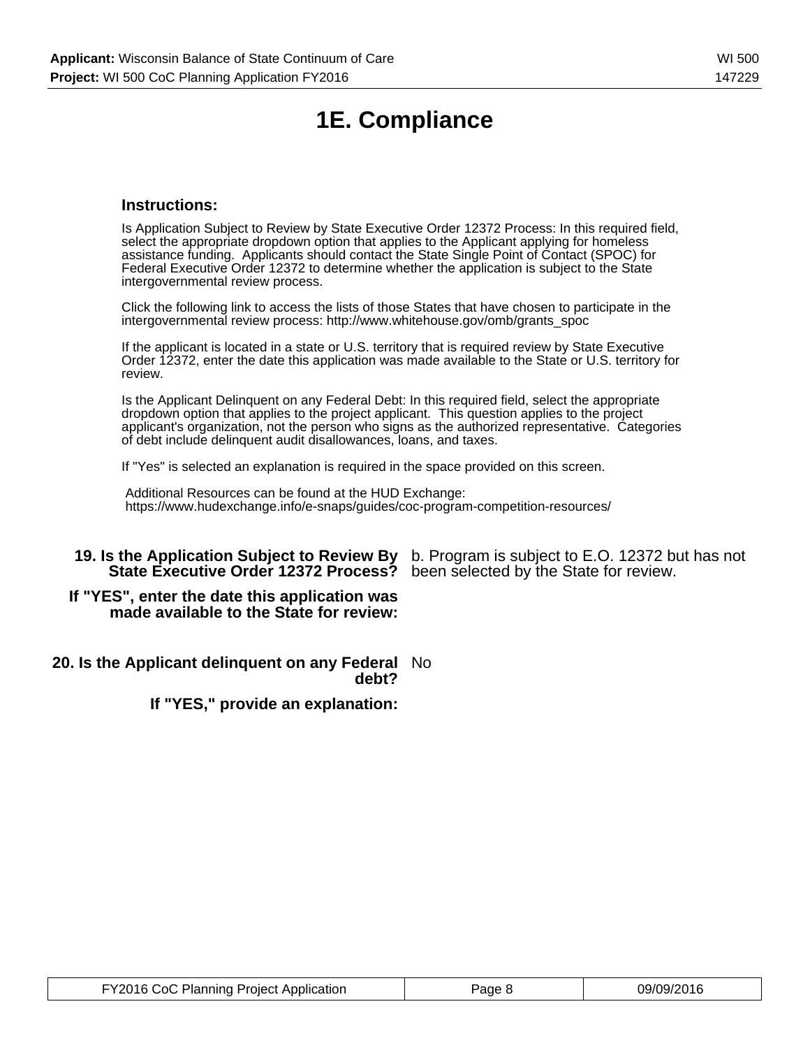# 1E. Compliance

### Instructions:

Is Application Subject to Review by State Executive Order 12372 Process: In this required field, select the appropriate dropdown option that applies to the Applicant applying for homeless assistance funding. Applicants should contact the State Single Point of Contact (SPOC) for Federal Executive Order 12372 to determine whether the application is subject to the State intergovernmental review process.

Click the following link to access the lists of those States that have chosen to participate in the intergovernmental review process: http://www.whitehouse.gov/omb/grants_spoc

If the applicant is located in a state or U.S. territory that is required review by State Executive Order 12372, enter the date this application was made available to the State or U.S. territory for review.

Is the Applicant Delinquent on any Federal Debt: In this required field, select the appropriate dropdown option that applies to the project applicant. This question applies to the project applicant's organization, not the person who signs as the authorized representative. Categories of debt include delinquent audit disallowances, loans, and taxes.

If "Yes" is selected an explanation is required in the space provided on this screen.

Additional Resources can be found at the HUD Exchange: https://www.hudexchange.info/e-snaps/guides/coc-program-competition-resources/

**19. Is the Application Subject to Review By State Executive Order 12372 Process?** b. Program is subject to E.O. 12372 but has not been selected by the State for review.

**If "YES", enter the date this application was made available to the State for review:**

**20. Is the Applicant delinquent on any Federal debt?** No

**If "YES," provide an explanation:**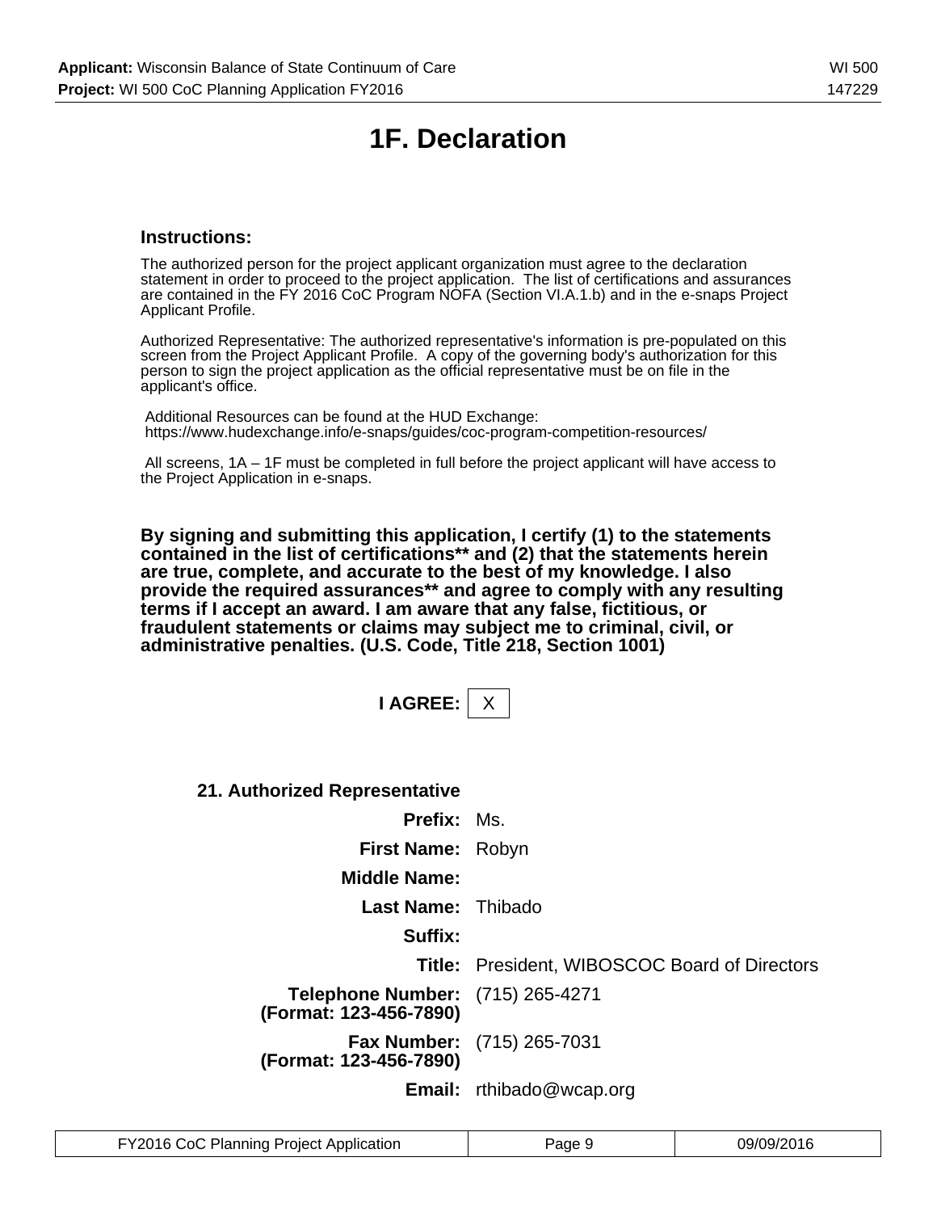# 1F. Declaration

### Instructions:

The authorized person for the project applicant organization must agree to the declaration statement in order to proceed to the project application. The list of certifications and assurances are contained in the FY 2016 CoC Program NOFA (Section VI.A.1.b) and in the e-snaps Project Applicant Profile.

Authorized Representative: The authorized representative's information is pre-populated on this screen from the Project Applicant Profile. A copy of the governing body's authorization for this person to sign the project application as the official representative must be on file in the applicant's office.

Additional Resources can be found at the HUD Exchange: https://www.hudexchange.info/e-snaps/guides/coc-program-competition-resources/

All screens, 1A – 1F must be completed in full before the project applicant will have access to the Project Application in e-snaps.

**By signing and submitting this application, I certify (1) to the statements contained in the list of certifications** and (2) that the statements herein are true, complete, and accurate to the best of my knowledge. I also provide the required assurances** and agree to comply with any resulting terms if I accept an award. I am aware that any false, fictitious, or fraudulent statements or claims may subject me to criminal, civil, or administrative penalties. (U.S. Code, Title 218, Section 1001)**

**I AGREE:** X

**21. Authorized Representative**

| | |
|---|---|
| **Prefix:** | Ms. |
| **First Name:** | Robyn |
| **Middle Name:** | |
| **Last Name:** | Thibado |
| **Suffix:** | |
| **Title:** | President, WIBOSCOC Board of Directors |
| **Telephone Number: (Format: 123-456-7890)** | (715) 265-4271 |
| **Fax Number: (Format: 123-456-7890)** | (715) 265-7031 |
| **Email:** | rthibado@wcap.org |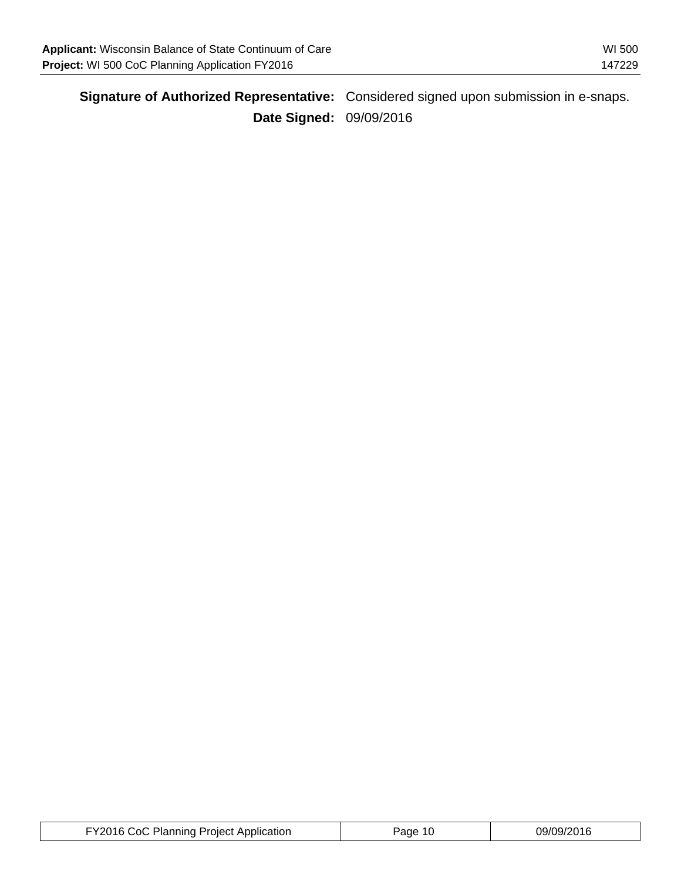**Signature of Authorized Representative:** Considered signed upon submission in e-snaps.

**Date Signed:** 09/09/2016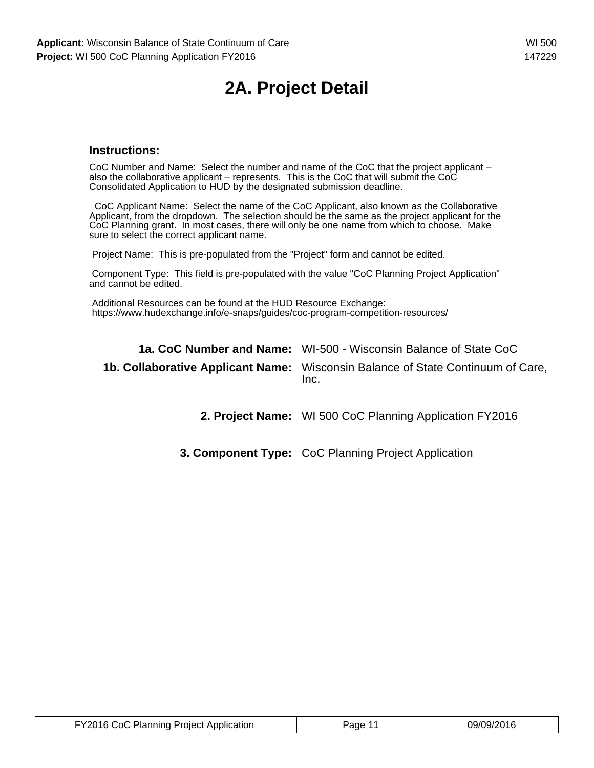# 2A. Project Detail

### Instructions:

CoC Number and Name: Select the number and name of the CoC that the project applicant – also the collaborative applicant – represents. This is the CoC that will submit the CoC Consolidated Application to HUD by the designated submission deadline.

CoC Applicant Name: Select the name of the CoC Applicant, also known as the Collaborative Applicant, from the dropdown. The selection should be the same as the project applicant for the CoC Planning grant. In most cases, there will only be one name from which to choose. Make sure to select the correct applicant name.

Project Name: This is pre-populated from the "Project" form and cannot be edited.

Component Type: This field is pre-populated with the value "CoC Planning Project Application" and cannot be edited.

Additional Resources can be found at the HUD Resource Exchange: https://www.hudexchange.info/e-snaps/guides/coc-program-competition-resources/

**1a. CoC Number and Name:** WI-500 - Wisconsin Balance of State CoC

**1b. Collaborative Applicant Name:** Wisconsin Balance of State Continuum of Care, Inc.

**2. Project Name:** WI 500 CoC Planning Application FY2016

**3. Component Type:** CoC Planning Project Application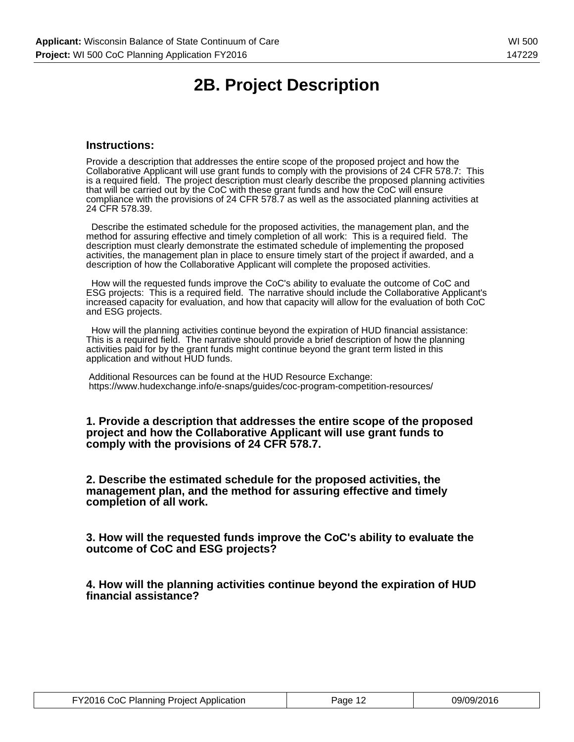# 2B. Project Description

### Instructions:

Provide a description that addresses the entire scope of the proposed project and how the Collaborative Applicant will use grant funds to comply with the provisions of 24 CFR 578.7: This is a required field. The project description must clearly describe the proposed planning activities that will be carried out by the CoC with these grant funds and how the CoC will ensure compliance with the provisions of 24 CFR 578.7 as well as the associated planning activities at 24 CFR 578.39.

Describe the estimated schedule for the proposed activities, the management plan, and the method for assuring effective and timely completion of all work: This is a required field. The description must clearly demonstrate the estimated schedule of implementing the proposed activities, the management plan in place to ensure timely start of the project if awarded, and a description of how the Collaborative Applicant will complete the proposed activities.

How will the requested funds improve the CoC's ability to evaluate the outcome of CoC and ESG projects: This is a required field. The narrative should include the Collaborative Applicant's increased capacity for evaluation, and how that capacity will allow for the evaluation of both CoC and ESG projects.

How will the planning activities continue beyond the expiration of HUD financial assistance: This is a required field. The narrative should provide a brief description of how the planning activities paid for by the grant funds might continue beyond the grant term listed in this application and without HUD funds.

Additional Resources can be found at the HUD Resource Exchange: https://www.hudexchange.info/e-snaps/guides/coc-program-competition-resources/

**1. Provide a description that addresses the entire scope of the proposed project and how the Collaborative Applicant will use grant funds to comply with the provisions of 24 CFR 578.7.**

**2. Describe the estimated schedule for the proposed activities, the management plan, and the method for assuring effective and timely completion of all work.**

**3. How will the requested funds improve the CoC's ability to evaluate the outcome of CoC and ESG projects?**

**4. How will the planning activities continue beyond the expiration of HUD financial assistance?**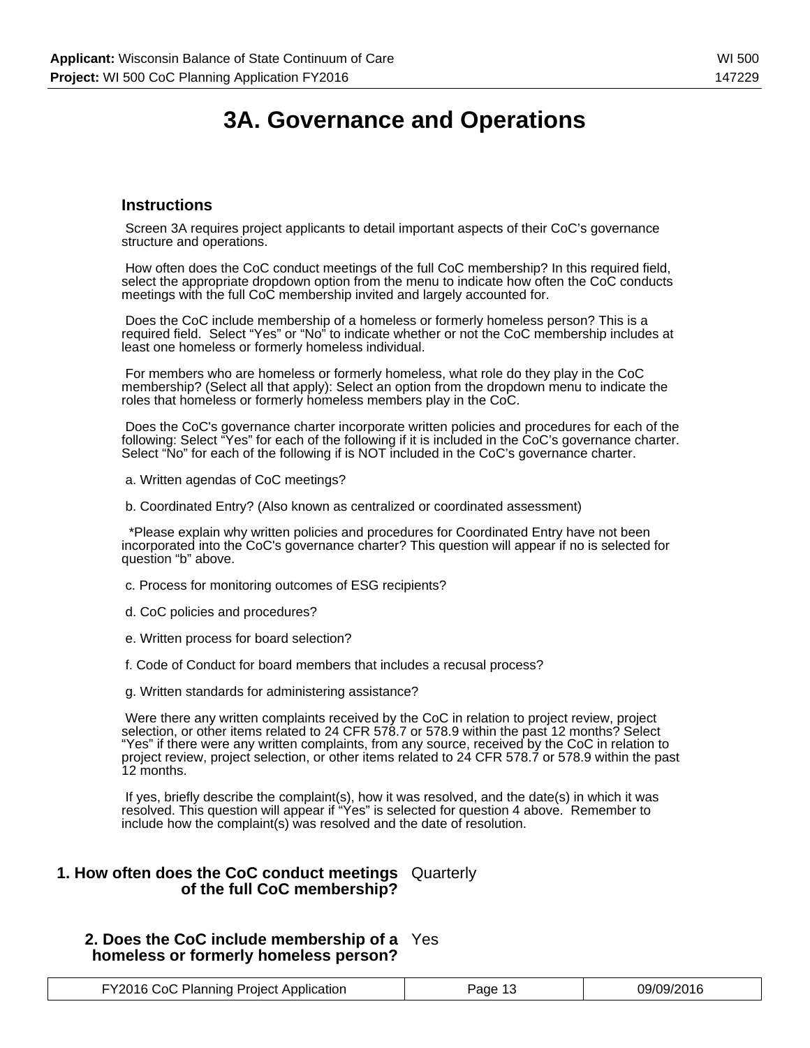# 3A. Governance and Operations

### Instructions

Screen 3A requires project applicants to detail important aspects of their CoC's governance structure and operations.

How often does the CoC conduct meetings of the full CoC membership? In this required field, select the appropriate dropdown option from the menu to indicate how often the CoC conducts meetings with the full CoC membership invited and largely accounted for.

Does the CoC include membership of a homeless or formerly homeless person? This is a required field. Select "Yes" or "No" to indicate whether or not the CoC membership includes at least one homeless or formerly homeless individual.

For members who are homeless or formerly homeless, what role do they play in the CoC membership? (Select all that apply): Select an option from the dropdown menu to indicate the roles that homeless or formerly homeless members play in the CoC.

Does the CoC's governance charter incorporate written policies and procedures for each of the following: Select "Yes" for each of the following if it is included in the CoC's governance charter. Select "No" for each of the following if is NOT included in the CoC's governance charter.

a. Written agendas of CoC meetings?

b. Coordinated Entry? (Also known as centralized or coordinated assessment)

*Please explain why written policies and procedures for Coordinated Entry have not been incorporated into the CoC's governance charter? This question will appear if no is selected for question "b" above.

c. Process for monitoring outcomes of ESG recipients?

d. CoC policies and procedures?

e. Written process for board selection?

f. Code of Conduct for board members that includes a recusal process?

g. Written standards for administering assistance?

Were there any written complaints received by the CoC in relation to project review, project selection, or other items related to 24 CFR 578.7 or 578.9 within the past 12 months? Select "Yes" if there were any written complaints, from any source, received by the CoC in relation to project review, project selection, or other items related to 24 CFR 578.7 or 578.9 within the past 12 months.

If yes, briefly describe the complaint(s), how it was resolved, and the date(s) in which it was resolved. This question will appear if "Yes" is selected for question 4 above. Remember to include how the complaint(s) was resolved and the date of resolution.

**1. How often does the CoC conduct meetings of the full CoC membership?** Quarterly

**2. Does the CoC include membership of a homeless or formerly homeless person?** Yes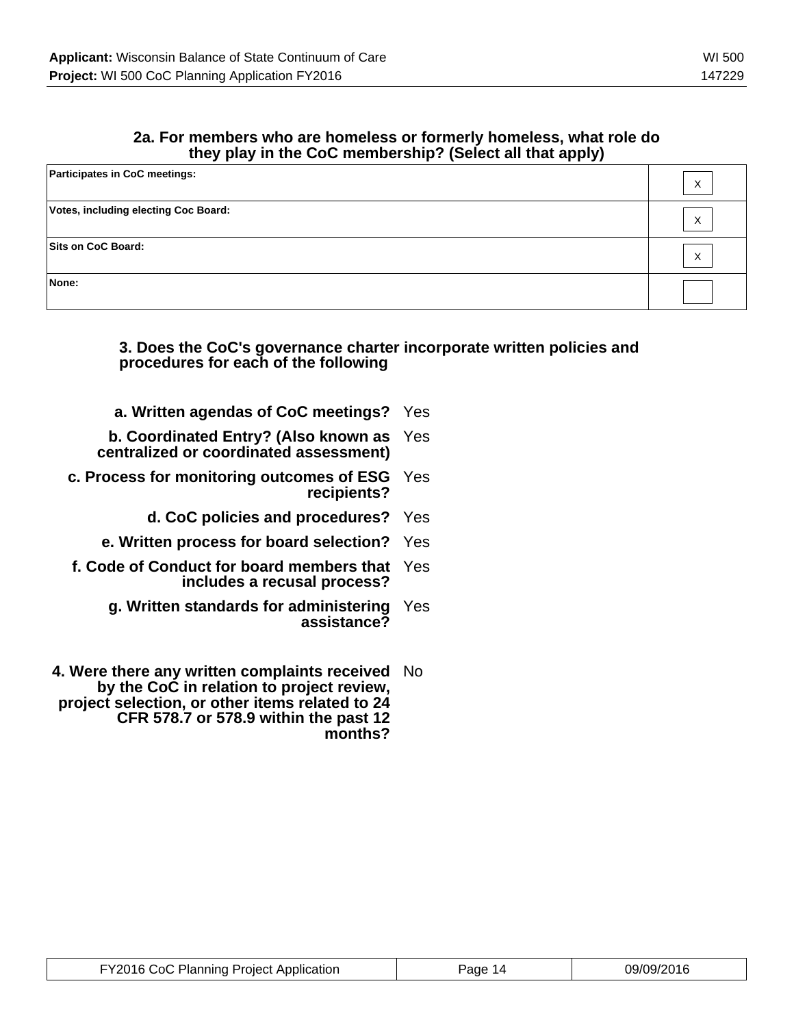### 2a. For members who are homeless or formerly homeless, what role do they play in the CoC membership? (Select all that apply)

| | |
|---|---|
| **Participates in CoC meetings:** | X |
| **Votes, including electing Coc Board:** | X |
| **Sits on CoC Board:** | X |
| **None:** | |

### 3. Does the CoC's governance charter incorporate written policies and procedures for each of the following

| | |
|---|---|
| **a. Written agendas of CoC meetings?** | Yes |
| **b. Coordinated Entry? (Also known as centralized or coordinated assessment)** | Yes |
| **c. Process for monitoring outcomes of ESG recipients?** | Yes |
| **d. CoC policies and procedures?** | Yes |
| **e. Written process for board selection?** | Yes |
| **f. Code of Conduct for board members that includes a recusal process?** | Yes |
| **g. Written standards for administering assistance?** | Yes |

| | |
|---|---|
| **4. Were there any written complaints received by the CoC in relation to project review, project selection, or other items related to 24 CFR 578.7 or 578.9 within the past 12 months?** | No |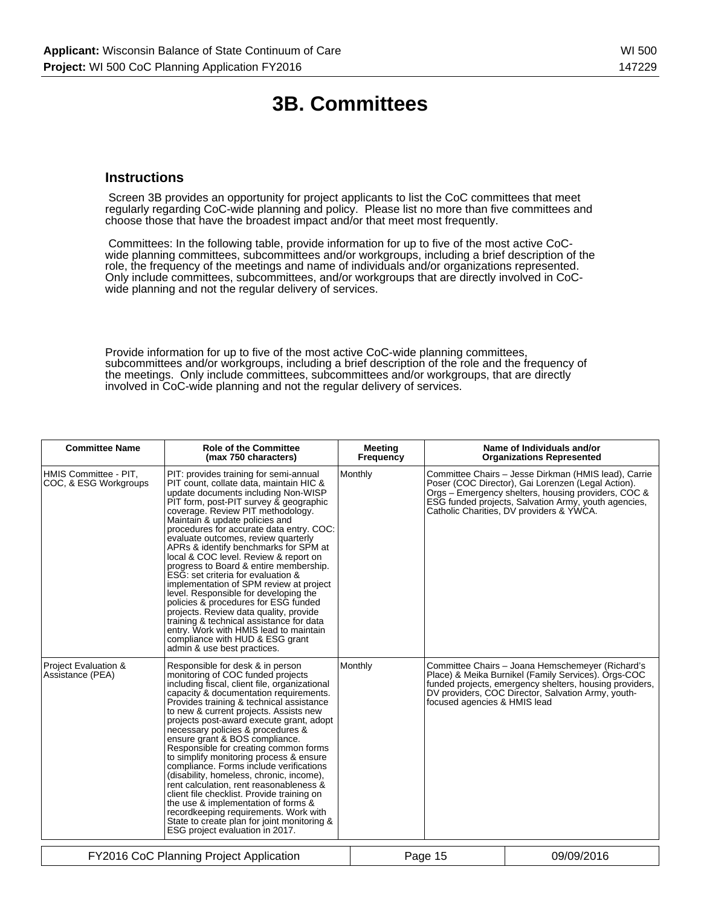# 3B. Committees

## Instructions

Screen 3B provides an opportunity for project applicants to list the CoC committees that meet regularly regarding CoC-wide planning and policy. Please list no more than five committees and choose those that have the broadest impact and/or that meet most frequently.

Committees: In the following table, provide information for up to five of the most active CoC-wide planning committees, subcommittees and/or workgroups, including a brief description of the role, the frequency of the meetings and name of individuals and/or organizations represented. Only include committees, subcommittees, and/or workgroups that are directly involved in CoC-wide planning and not the regular delivery of services.

Provide information for up to five of the most active CoC-wide planning committees, subcommittees and/or workgroups, including a brief description of the role and the frequency of the meetings. Only include committees, subcommittees and/or workgroups, that are directly involved in CoC-wide planning and not the regular delivery of services.

| Committee Name | Role of the Committee (max 750 characters) | Meeting Frequency | Name of Individuals and/or Organizations Represented |
|---|---|---|---|
| HMIS Committee - PIT, COC, & ESG Workgroups | PIT: provides training for semi-annual PIT count, collate data, maintain HIC & update documents including Non-WISP PIT form, post-PIT survey & geographic coverage. Review PIT methodology. Maintain & update policies and procedures for accurate data entry. COC: evaluate outcomes, review quarterly APRs & identify benchmarks for SPM at local & COC level. Review & report on progress to Board & entire membership. ESG: set criteria for evaluation & implementation of SPM review at project level. Responsible for developing the policies & procedures for ESG funded projects. Review data quality, provide training & technical assistance for data entry. Work with HMIS lead to maintain compliance with HUD & ESG grant admin & use best practices. | Monthly | Committee Chairs – Jesse Dirkman (HMIS lead), Carrie Poser (COC Director), Gai Lorenzen (Legal Action). Orgs – Emergency shelters, housing providers, COC & ESG funded projects, Salvation Army, youth agencies, Catholic Charities, DV providers & YWCA. |
| Project Evaluation & Assistance (PEA) | Responsible for desk & in person monitoring of COC funded projects including fiscal, client file, organizational capacity & documentation requirements. Provides training & technical assistance to new & current projects. Assists new projects post-award execute grant, adopt necessary policies & procedures & ensure grant & BOS compliance. Responsible for creating common forms to simplify monitoring process & ensure compliance. Forms include verifications (disability, homeless, chronic, income), rent calculation, rent reasonableness & client file checklist. Provide training on the use & implementation of forms & recordkeeping requirements. Work with State to create plan for joint monitoring & ESG project evaluation in 2017. | Monthly | Committee Chairs – Joana Hemschemeyer (Richard's Place) & Meika Burnikel (Family Services). Orgs-COC funded projects, emergency shelters, housing providers, DV providers, COC Director, Salvation Army, youth-focused agencies & HMIS lead |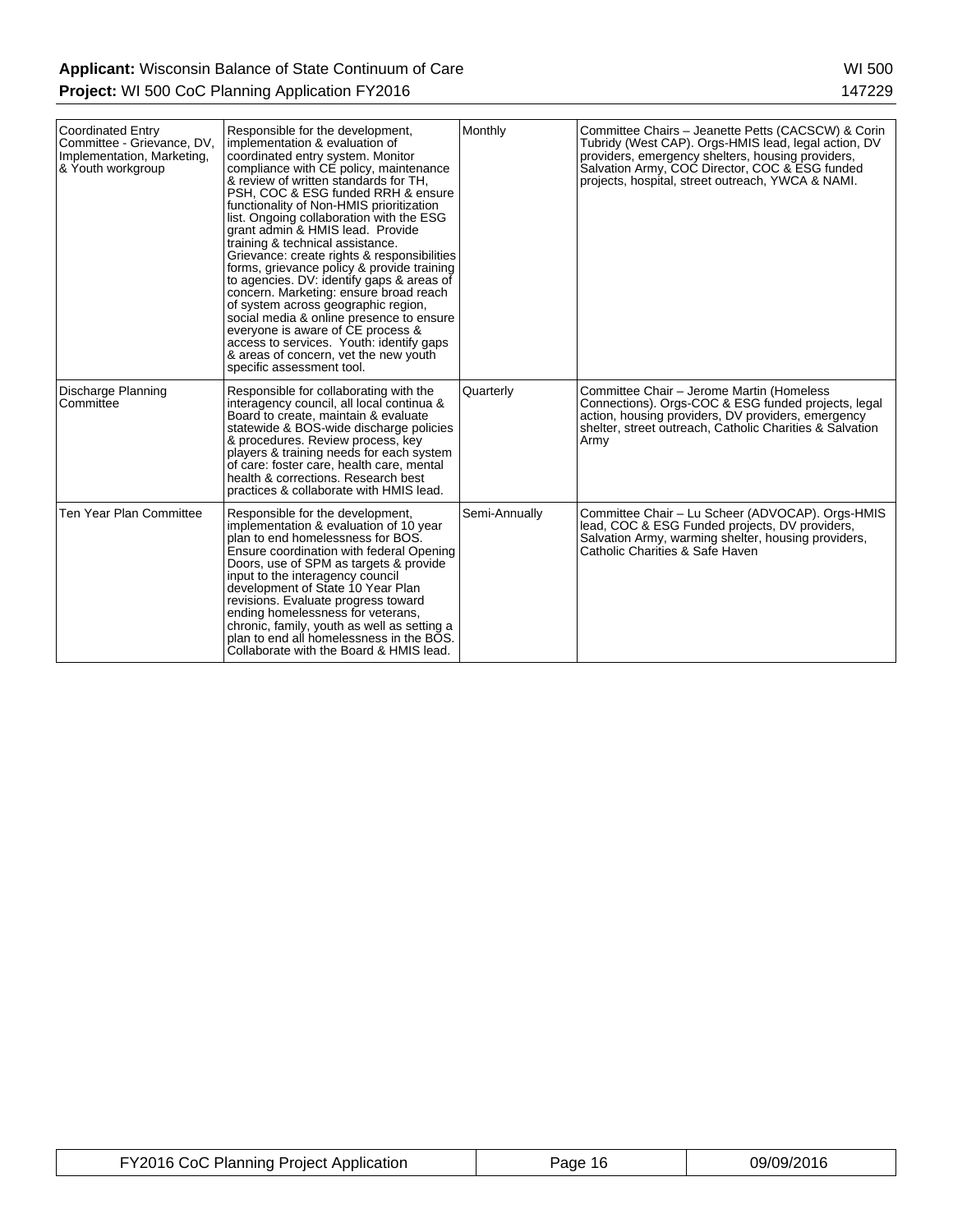| | | | |
|---|---|---|---|
| Coordinated Entry Committee - Grievance, DV, Implementation, Marketing, & Youth workgroup | Responsible for the development, implementation & evaluation of coordinated entry system. Monitor compliance with CE policy, maintenance & review of written standards for TH, PSH, COC & ESG funded RRH & ensure functionality of Non-HMIS prioritization list. Ongoing collaboration with the ESG grant admin & HMIS lead. Provide training & technical assistance. Grievance: create rights & responsibilities forms, grievance policy & provide training to agencies. DV: identify gaps & areas of concern. Marketing: ensure broad reach of system across geographic region, social media & online presence to ensure everyone is aware of CE process & access to services. Youth: identify gaps & areas of concern, vet the new youth specific assessment tool. | Monthly | Committee Chairs – Jeanette Petts (CACSCW) & Corin Tubridy (West CAP). Orgs-HMIS lead, legal action, DV providers, emergency shelters, housing providers, Salvation Army, COC Director, COC & ESG funded projects, hospital, street outreach, YWCA & NAMI. |
| Discharge Planning Committee | Responsible for collaborating with the interagency council, all local continua & Board to create, maintain & evaluate statewide & BOS-wide discharge policies & procedures. Review process, key players & training needs for each system of care: foster care, health care, mental health & corrections. Research best practices & collaborate with HMIS lead. | Quarterly | Committee Chair – Jerome Martin (Homeless Connections). Orgs-COC & ESG funded projects, legal action, housing providers, DV providers, emergency shelter, street outreach, Catholic Charities & Salvation Army |
| Ten Year Plan Committee | Responsible for the development, implementation & evaluation of 10 year plan to end homelessness for BOS. Ensure coordination with federal Opening Doors, use of SPM as targets & provide input to the interagency council development of State 10 Year Plan revisions. Evaluate progress toward ending homelessness for veterans, chronic, family, youth as well as setting a plan to end all homelessness in the BOS. Collaborate with the Board & HMIS lead. | Semi-Annually | Committee Chair – Lu Scheer (ADVOCAP). Orgs-HMIS lead, COC & ESG Funded projects, DV providers, Salvation Army, warming shelter, housing providers, Catholic Charities & Safe Haven |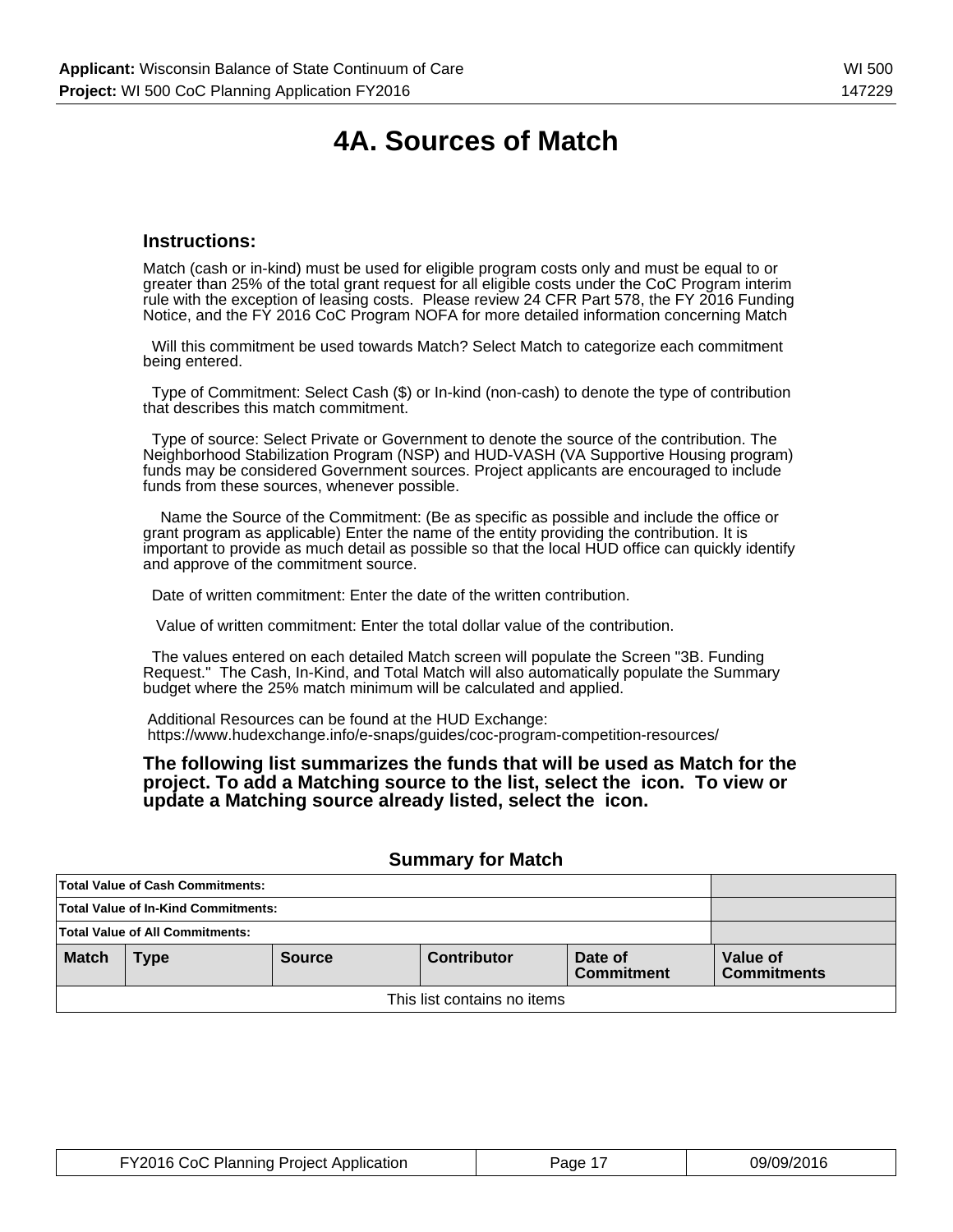# 4A. Sources of Match

### Instructions:

Match (cash or in-kind) must be used for eligible program costs only and must be equal to or greater than 25% of the total grant request for all eligible costs under the CoC Program interim rule with the exception of leasing costs. Please review 24 CFR Part 578, the FY 2016 Funding Notice, and the FY 2016 CoC Program NOFA for more detailed information concerning Match

Will this commitment be used towards Match? Select Match to categorize each commitment being entered.

Type of Commitment: Select Cash ($) or In-kind (non-cash) to denote the type of contribution that describes this match commitment.

Type of source: Select Private or Government to denote the source of the contribution. The Neighborhood Stabilization Program (NSP) and HUD-VASH (VA Supportive Housing program) funds may be considered Government sources. Project applicants are encouraged to include funds from these sources, whenever possible.

Name the Source of the Commitment: (Be as specific as possible and include the office or grant program as applicable) Enter the name of the entity providing the contribution. It is important to provide as much detail as possible so that the local HUD office can quickly identify and approve of the commitment source.

Date of written commitment: Enter the date of the written contribution.

Value of written commitment: Enter the total dollar value of the contribution.

The values entered on each detailed Match screen will populate the Screen "3B. Funding Request." The Cash, In-Kind, and Total Match will also automatically populate the Summary budget where the 25% match minimum will be calculated and applied.

Additional Resources can be found at the HUD Exchange:
https://www.hudexchange.info/e-snaps/guides/coc-program-competition-resources/

**The following list summarizes the funds that will be used as Match for the project. To add a Matching source to the list, select the icon. To view or update a Matching source already listed, select the icon.**

### Summary for Match

| Total Value of Cash Commitments: | |
|---|---|
| Total Value of In-Kind Commitments: | |
| Total Value of All Commitments: | |

| Match | Type | Source | Contributor | Date of Commitment | Value of Commitments |
|---|---|---|---|---|---|
| This list contains no items | | | | | |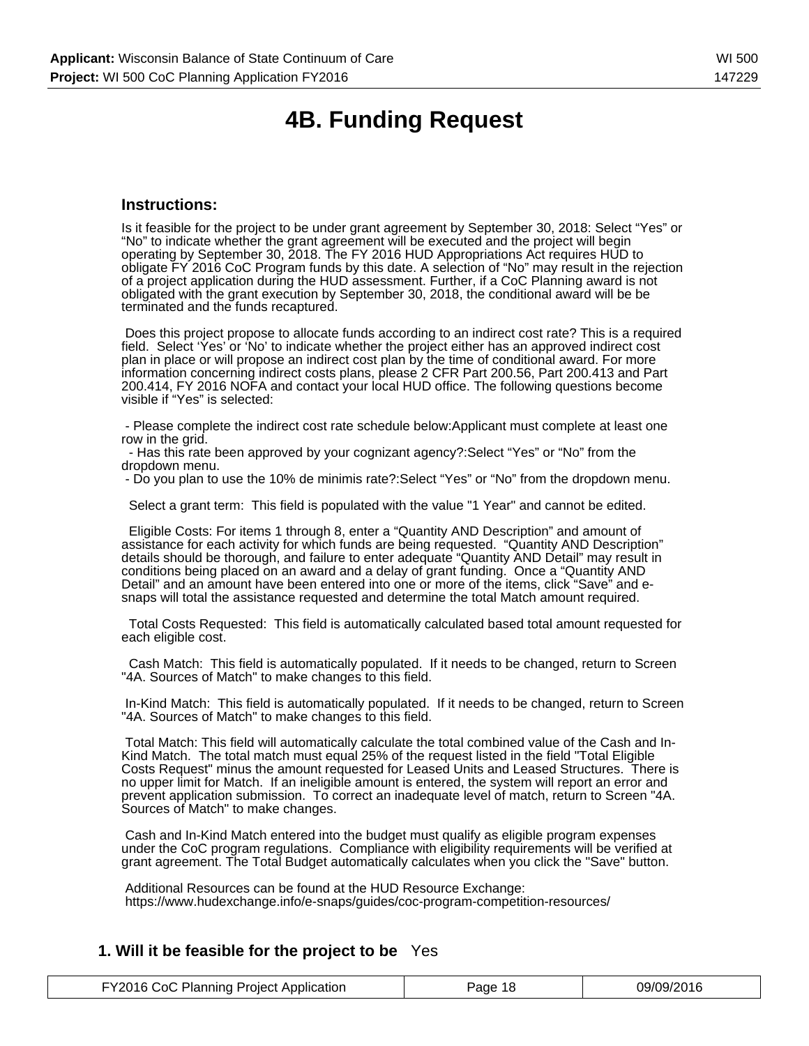# 4B. Funding Request

### Instructions:

Is it feasible for the project to be under grant agreement by September 30, 2018: Select “Yes” or “No” to indicate whether the grant agreement will be executed and the project will begin operating by September 30, 2018. The FY 2016 HUD Appropriations Act requires HUD to obligate FY 2016 CoC Program funds by this date. A selection of “No” may result in the rejection of a project application during the HUD assessment. Further, if a CoC Planning award is not obligated with the grant execution by September 30, 2018, the conditional award will be be terminated and the funds recaptured.

Does this project propose to allocate funds according to an indirect cost rate? This is a required field. Select ‘Yes’ or ‘No’ to indicate whether the project either has an approved indirect cost plan in place or will propose an indirect cost plan by the time of conditional award. For more information concerning indirect costs plans, please 2 CFR Part 200.56, Part 200.413 and Part 200.414, FY 2016 NOFA and contact your local HUD office. The following questions become visible if “Yes” is selected:

- Please complete the indirect cost rate schedule below:Applicant must complete at least one row in the grid.
- Has this rate been approved by your cognizant agency?:Select “Yes” or “No” from the dropdown menu.
- Do you plan to use the 10% de minimis rate?:Select “Yes” or “No” from the dropdown menu.

Select a grant term: This field is populated with the value "1 Year" and cannot be edited.

Eligible Costs: For items 1 through 8, enter a “Quantity AND Description” and amount of assistance for each activity for which funds are being requested. “Quantity AND Description” details should be thorough, and failure to enter adequate “Quantity AND Detail” may result in conditions being placed on an award and a delay of grant funding. Once a “Quantity AND Detail” and an amount have been entered into one or more of the items, click “Save” and e-snaps will total the assistance requested and determine the total Match amount required.

Total Costs Requested: This field is automatically calculated based total amount requested for each eligible cost.

Cash Match: This field is automatically populated. If it needs to be changed, return to Screen "4A. Sources of Match" to make changes to this field.

In-Kind Match: This field is automatically populated. If it needs to be changed, return to Screen "4A. Sources of Match" to make changes to this field.

Total Match: This field will automatically calculate the total combined value of the Cash and In-Kind Match. The total match must equal 25% of the request listed in the field "Total Eligible Costs Request" minus the amount requested for Leased Units and Leased Structures. There is no upper limit for Match. If an ineligible amount is entered, the system will report an error and prevent application submission. To correct an inadequate level of match, return to Screen "4A. Sources of Match" to make changes.

Cash and In-Kind Match entered into the budget must qualify as eligible program expenses under the CoC program regulations. Compliance with eligibility requirements will be verified at grant agreement. The Total Budget automatically calculates when you click the "Save" button.

Additional Resources can be found at the HUD Resource Exchange: https://www.hudexchange.info/e-snaps/guides/coc-program-competition-resources/

**1. Will it be feasible for the project to be** Yes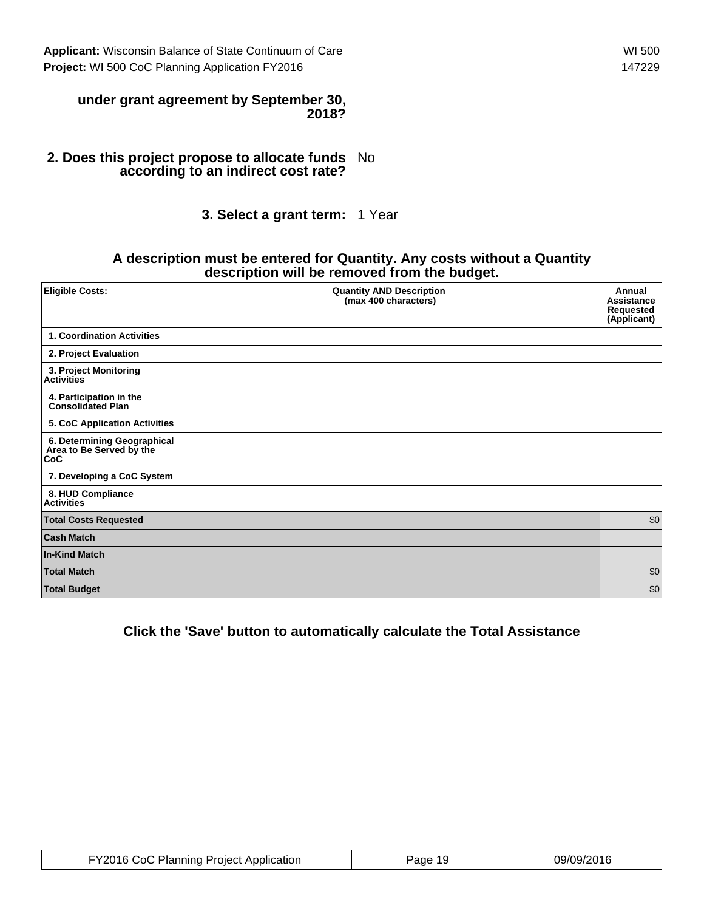**under grant agreement by September 30, 2018?**

**2. Does this project propose to allocate funds according to an indirect cost rate?** No

**3. Select a grant term:** 1 Year

**A description must be entered for Quantity. Any costs without a Quantity description will be removed from the budget.**

| Eligible Costs: | Quantity AND Description (max 400 characters) | Annual Assistance Requested (Applicant) |
|---|---|---|
| 1. Coordination Activities | | |
| 2. Project Evaluation | | |
| 3. Project Monitoring Activities | | |
| 4. Participation in the Consolidated Plan | | |
| 5. CoC Application Activities | | |
| 6. Determining Geographical Area to Be Served by the CoC | | |
| 7. Developing a CoC System | | |
| 8. HUD Compliance Activities | | |
| **Total Costs Requested** | | $0 |
| **Cash Match** | | |
| **In-Kind Match** | | |
| **Total Match** | | $0 |
| **Total Budget** | | $0 |

**Click the 'Save' button to automatically calculate the Total Assistance**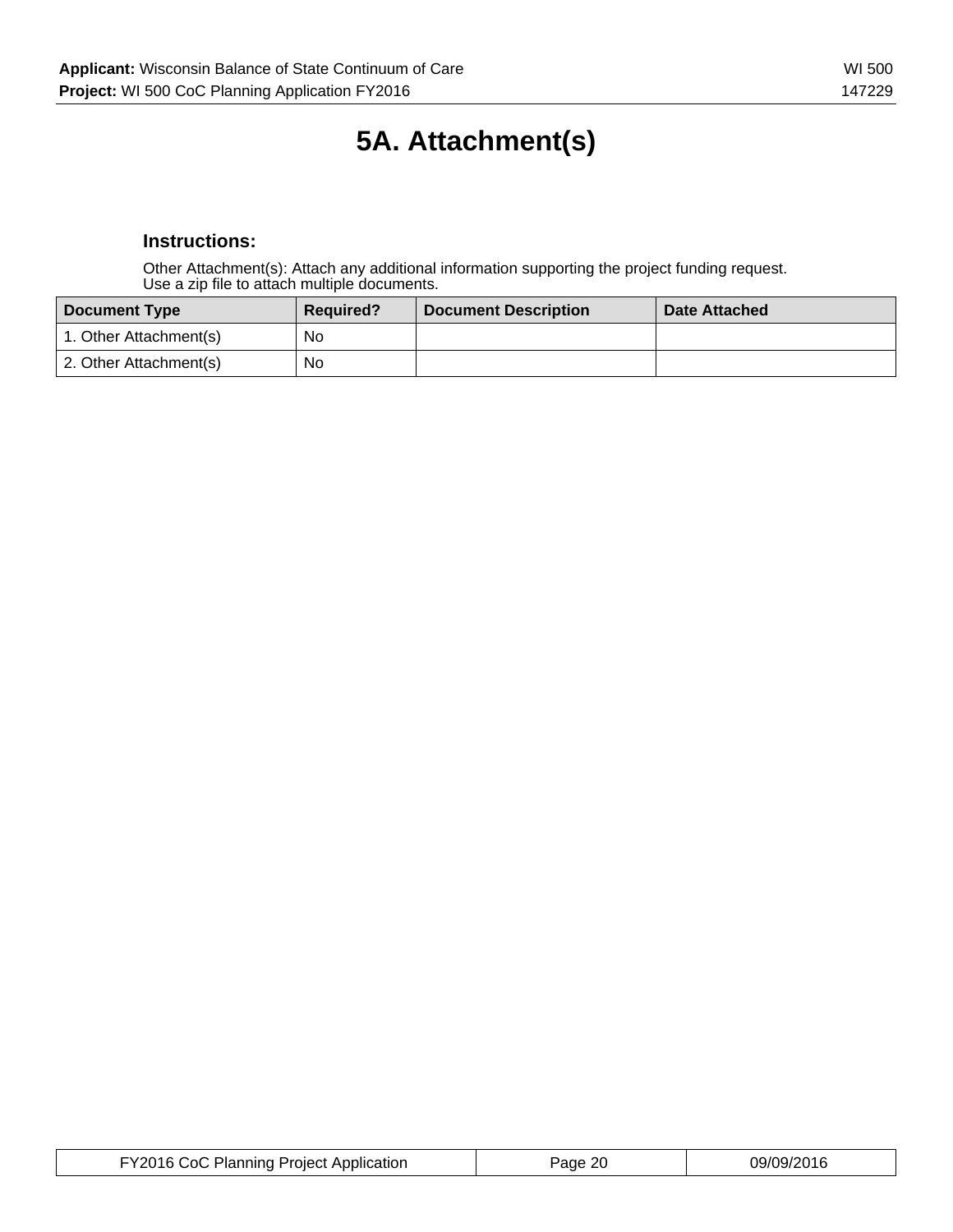# 5A. Attachment(s)

### Instructions:

Other Attachment(s): Attach any additional information supporting the project funding request.
Use a zip file to attach multiple documents.

| Document Type | Required? | Document Description | Date Attached |
| --- | --- | --- | --- |
| 1. Other Attachment(s) | No | | |
| 2. Other Attachment(s) | No | | |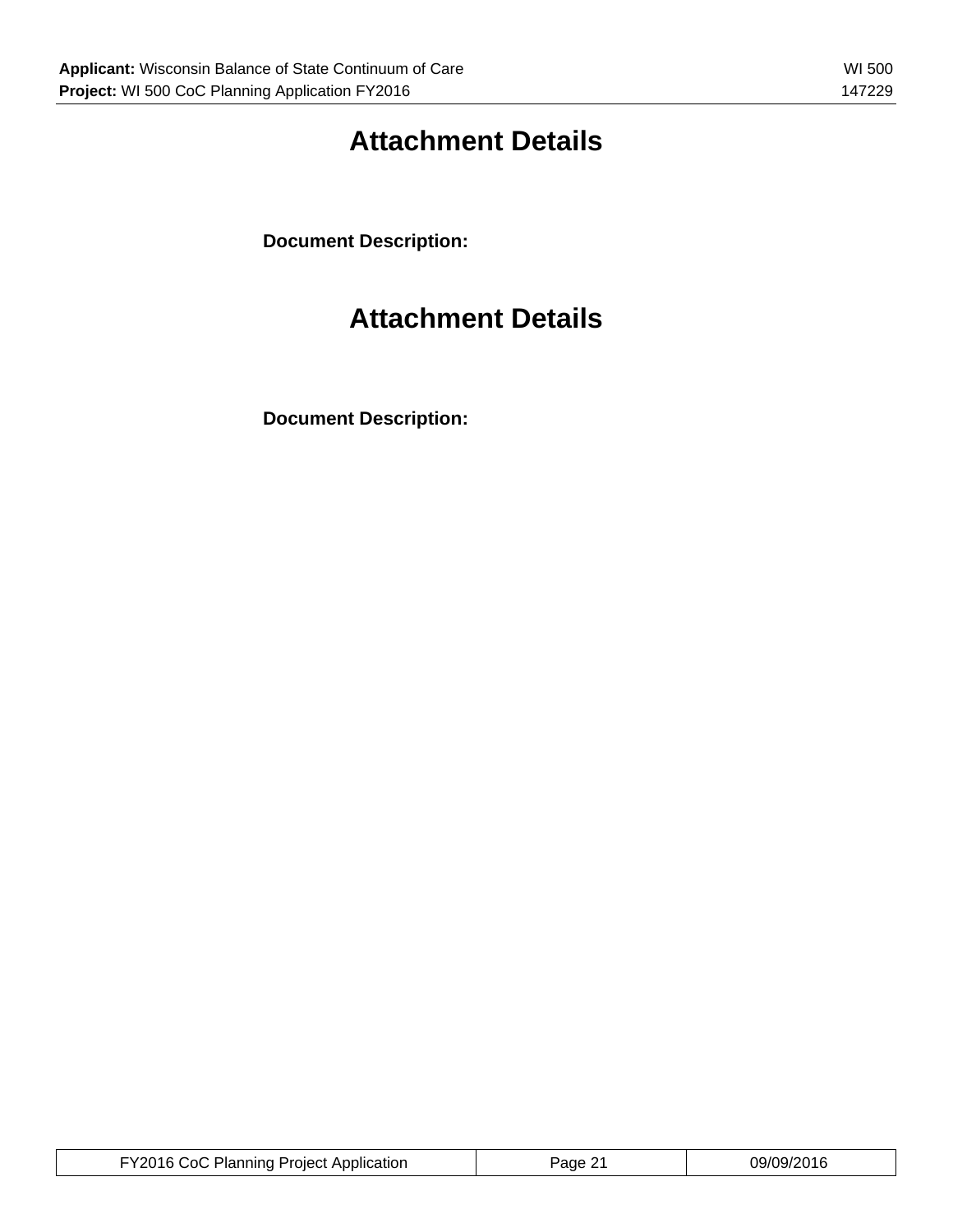# Attachment Details

**Document Description:**

# Attachment Details

**Document Description:**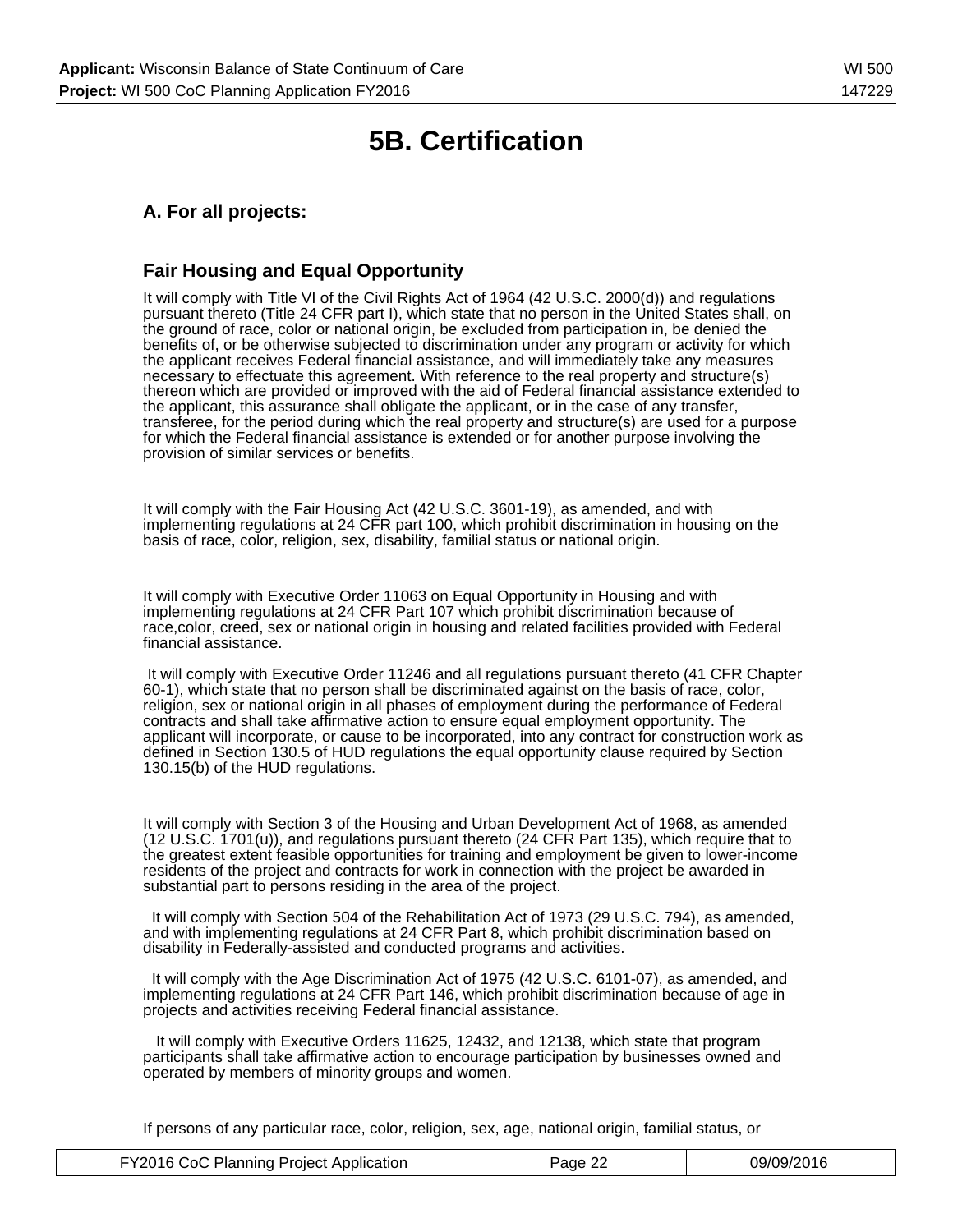# 5B. Certification

## A. For all projects:

## Fair Housing and Equal Opportunity

It will comply with Title VI of the Civil Rights Act of 1964 (42 U.S.C. 2000(d)) and regulations pursuant thereto (Title 24 CFR part I), which state that no person in the United States shall, on the ground of race, color or national origin, be excluded from participation in, be denied the benefits of, or be otherwise subjected to discrimination under any program or activity for which the applicant receives Federal financial assistance, and will immediately take any measures necessary to effectuate this agreement. With reference to the real property and structure(s) thereon which are provided or improved with the aid of Federal financial assistance extended to the applicant, this assurance shall obligate the applicant, or in the case of any transfer, transferee, for the period during which the real property and structure(s) are used for a purpose for which the Federal financial assistance is extended or for another purpose involving the provision of similar services or benefits.

It will comply with the Fair Housing Act (42 U.S.C. 3601-19), as amended, and with implementing regulations at 24 CFR part 100, which prohibit discrimination in housing on the basis of race, color, religion, sex, disability, familial status or national origin.

It will comply with Executive Order 11063 on Equal Opportunity in Housing and with implementing regulations at 24 CFR Part 107 which prohibit discrimination because of race,color, creed, sex or national origin in housing and related facilities provided with Federal financial assistance.

It will comply with Executive Order 11246 and all regulations pursuant thereto (41 CFR Chapter 60-1), which state that no person shall be discriminated against on the basis of race, color, religion, sex or national origin in all phases of employment during the performance of Federal contracts and shall take affirmative action to ensure equal employment opportunity. The applicant will incorporate, or cause to be incorporated, into any contract for construction work as defined in Section 130.5 of HUD regulations the equal opportunity clause required by Section 130.15(b) of the HUD regulations.

It will comply with Section 3 of the Housing and Urban Development Act of 1968, as amended (12 U.S.C. 1701(u)), and regulations pursuant thereto (24 CFR Part 135), which require that to the greatest extent feasible opportunities for training and employment be given to lower-income residents of the project and contracts for work in connection with the project be awarded in substantial part to persons residing in the area of the project.

It will comply with Section 504 of the Rehabilitation Act of 1973 (29 U.S.C. 794), as amended, and with implementing regulations at 24 CFR Part 8, which prohibit discrimination based on disability in Federally-assisted and conducted programs and activities.

It will comply with the Age Discrimination Act of 1975 (42 U.S.C. 6101-07), as amended, and implementing regulations at 24 CFR Part 146, which prohibit discrimination because of age in projects and activities receiving Federal financial assistance.

It will comply with Executive Orders 11625, 12432, and 12138, which state that program participants shall take affirmative action to encourage participation by businesses owned and operated by members of minority groups and women.

If persons of any particular race, color, religion, sex, age, national origin, familial status, or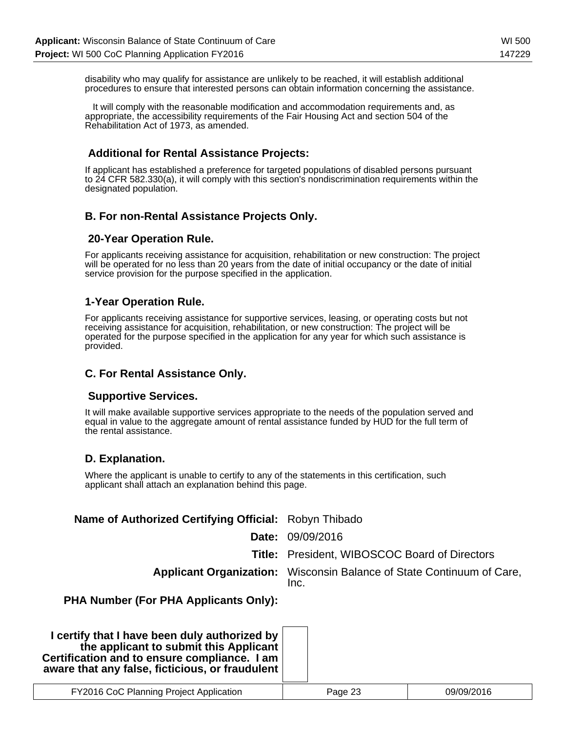disability who may qualify for assistance are unlikely to be reached, it will establish additional procedures to ensure that interested persons can obtain information concerning the assistance.

It will comply with the reasonable modification and accommodation requirements and, as appropriate, the accessibility requirements of the Fair Housing Act and section 504 of the Rehabilitation Act of 1973, as amended.

### Additional for Rental Assistance Projects:

If applicant has established a preference for targeted populations of disabled persons pursuant to 24 CFR 582.330(a), it will comply with this section's nondiscrimination requirements within the designated population.

### B. For non-Rental Assistance Projects Only.

### 20-Year Operation Rule.

For applicants receiving assistance for acquisition, rehabilitation or new construction: The project will be operated for no less than 20 years from the date of initial occupancy or the date of initial service provision for the purpose specified in the application.

### 1-Year Operation Rule.

For applicants receiving assistance for supportive services, leasing, or operating costs but not receiving assistance for acquisition, rehabilitation, or new construction: The project will be operated for the purpose specified in the application for any year for which such assistance is provided.

### C. For Rental Assistance Only.

### Supportive Services.

It will make available supportive services appropriate to the needs of the population served and equal in value to the aggregate amount of rental assistance funded by HUD for the full term of the rental assistance.

### D. Explanation.

Where the applicant is unable to certify to any of the statements in this certification, such applicant shall attach an explanation behind this page.

| | |
|---|---|
| **Name of Authorized Certifying Official:** | Robyn Thibado |
| **Date:** | 09/09/2016 |
| **Title:** | President, WIBOSCOC Board of Directors |
| **Applicant Organization:** | Wisconsin Balance of State Continuum of Care, Inc. |
| **PHA Number (For PHA Applicants Only):** | |

**I certify that I have been duly authorized by the applicant to submit this Applicant Certification and to ensure compliance. I am aware that any false, ficticious, or fraudulent**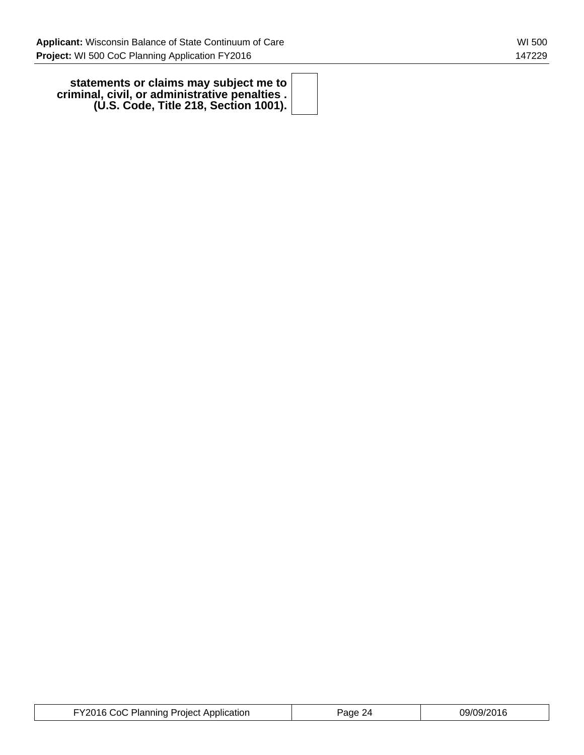| | |
|---|---|
| **statements or claims may subject me to criminal, civil, or administrative penalties . (U.S. Code, Title 218, Section 1001).** | |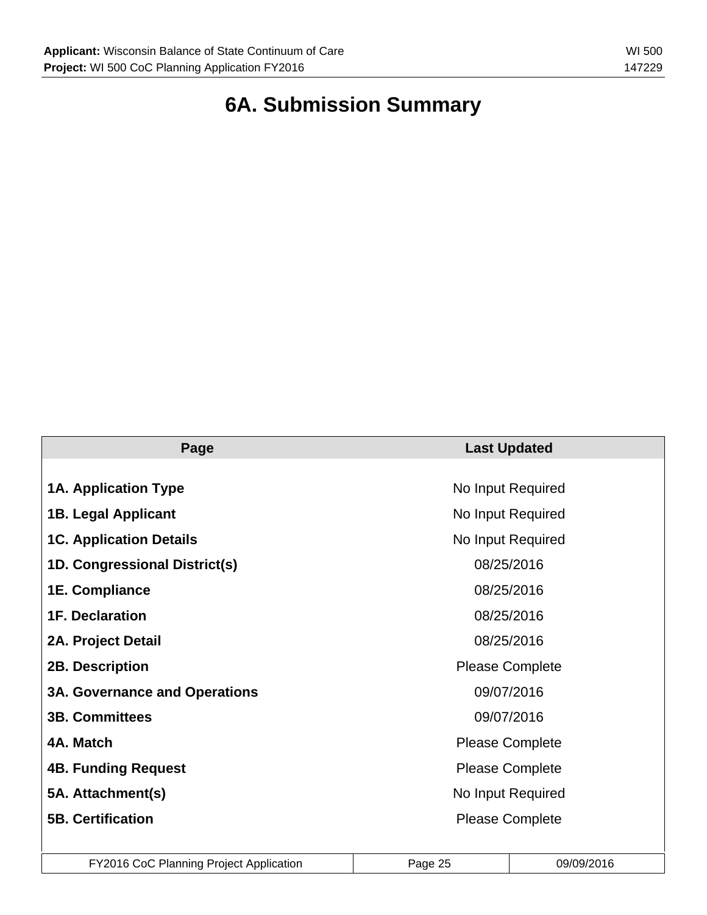# 6A. Submission Summary

| Page | Last Updated |
| --- | --- |
| **1A. Application Type** | No Input Required |
| **1B. Legal Applicant** | No Input Required |
| **1C. Application Details** | No Input Required |
| **1D. Congressional District(s)** | 08/25/2016 |
| **1E. Compliance** | 08/25/2016 |
| **1F. Declaration** | 08/25/2016 |
| **2A. Project Detail** | 08/25/2016 |
| **2B. Description** | Please Complete |
| **3A. Governance and Operations** | 09/07/2016 |
| **3B. Committees** | 09/07/2016 |
| **4A. Match** | Please Complete |
| **4B. Funding Request** | Please Complete |
| **5A. Attachment(s)** | No Input Required |
| **5B. Certification** | Please Complete |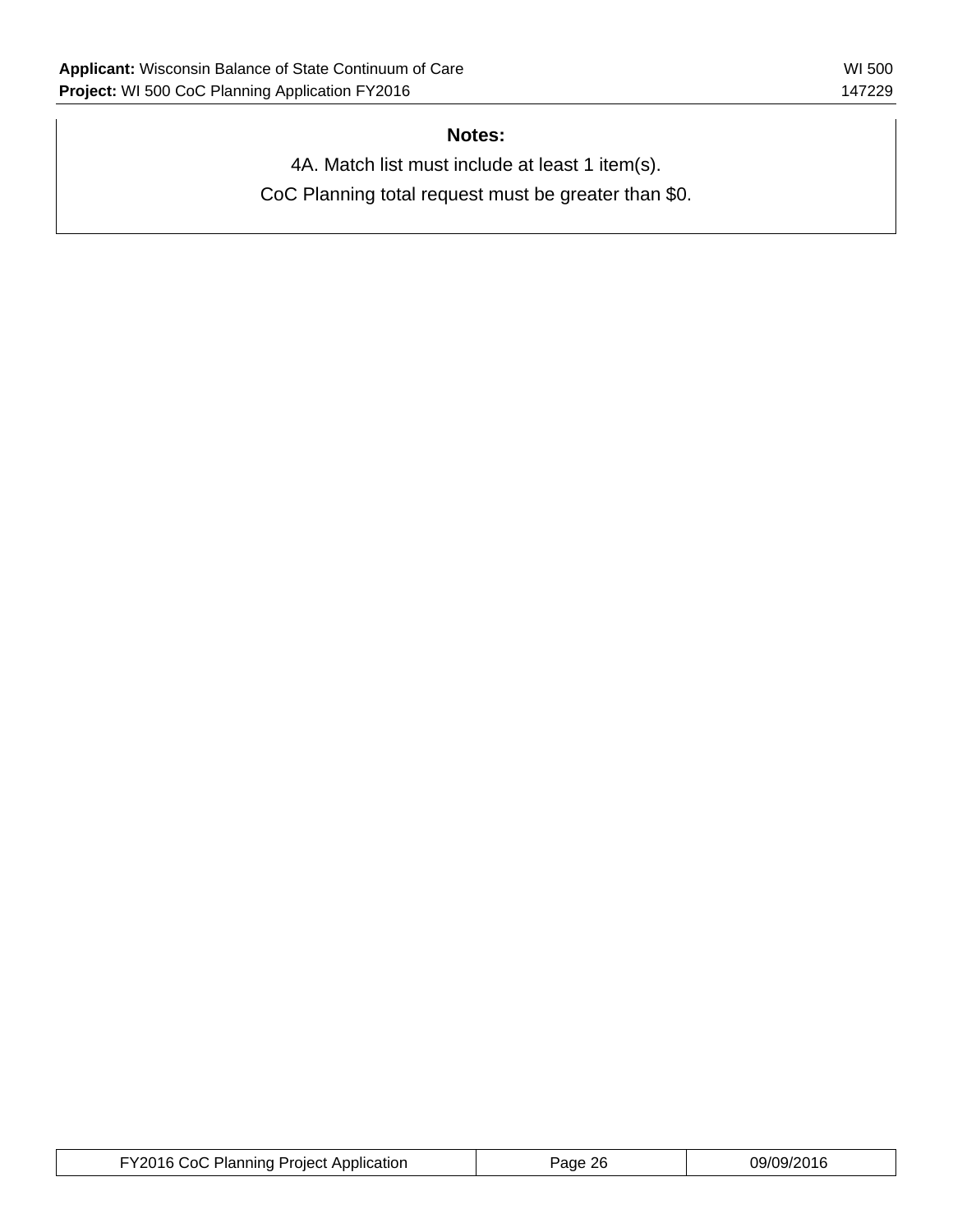**Notes:**

4A. Match list must include at least 1 item(s).

CoC Planning total request must be greater than $0.